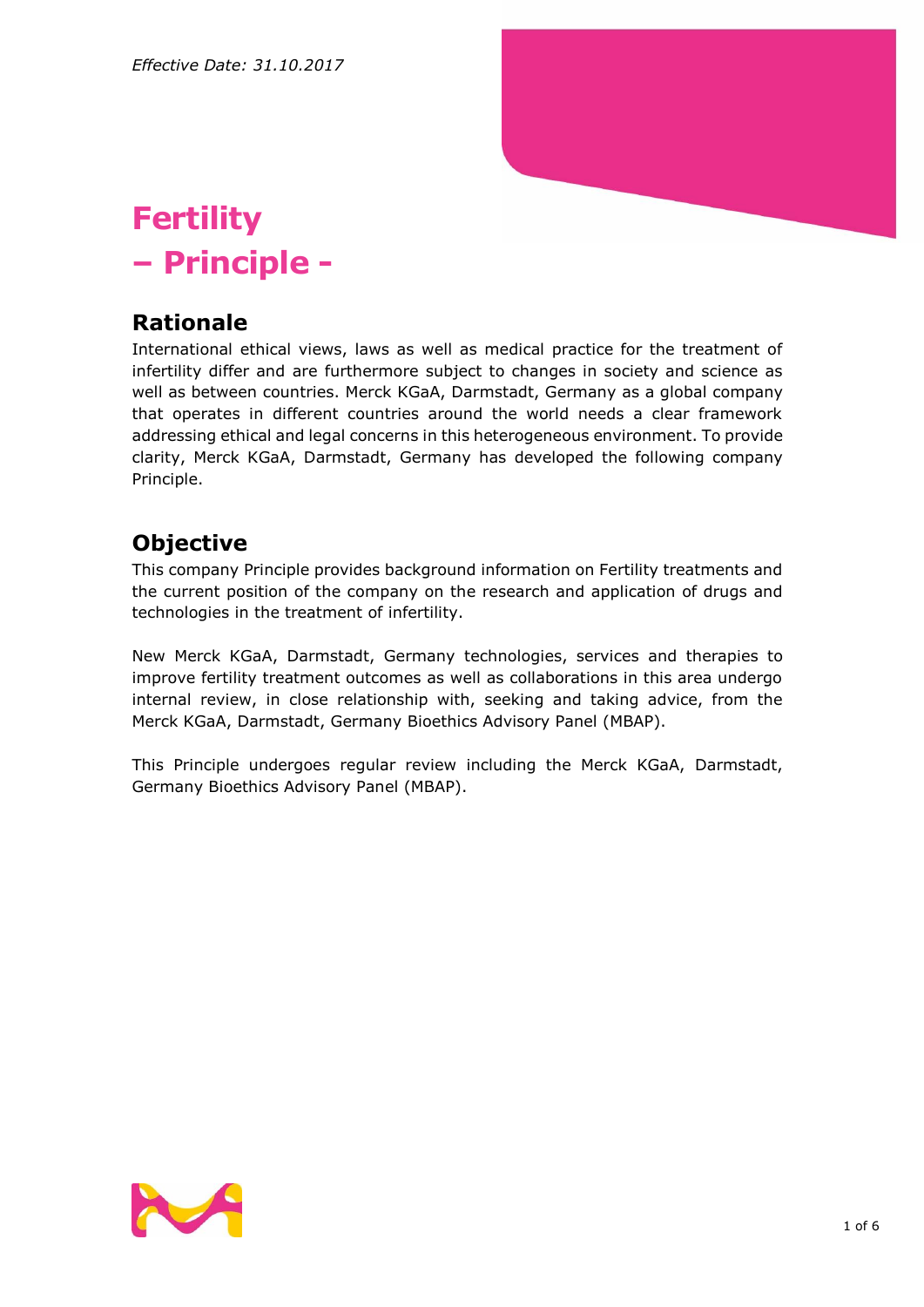*Effective Date: 31.10.2017*

# Fertility
# – Principle -

## Rationale

International ethical views, laws as well as medical practice for the treatment of infertility differ and are furthermore subject to changes in society and science as well as between countries. Merck KGaA, Darmstadt, Germany as a global company that operates in different countries around the world needs a clear framework addressing ethical and legal concerns in this heterogeneous environment. To provide clarity, Merck KGaA, Darmstadt, Germany has developed the following company Principle.

## Objective

This company Principle provides background information on Fertility treatments and the current position of the company on the research and application of drugs and technologies in the treatment of infertility.

New Merck KGaA, Darmstadt, Germany technologies, services and therapies to improve fertility treatment outcomes as well as collaborations in this area undergo internal review, in close relationship with, seeking and taking advice, from the Merck KGaA, Darmstadt, Germany Bioethics Advisory Panel (MBAP).

This Principle undergoes regular review including the Merck KGaA, Darmstadt, Germany Bioethics Advisory Panel (MBAP).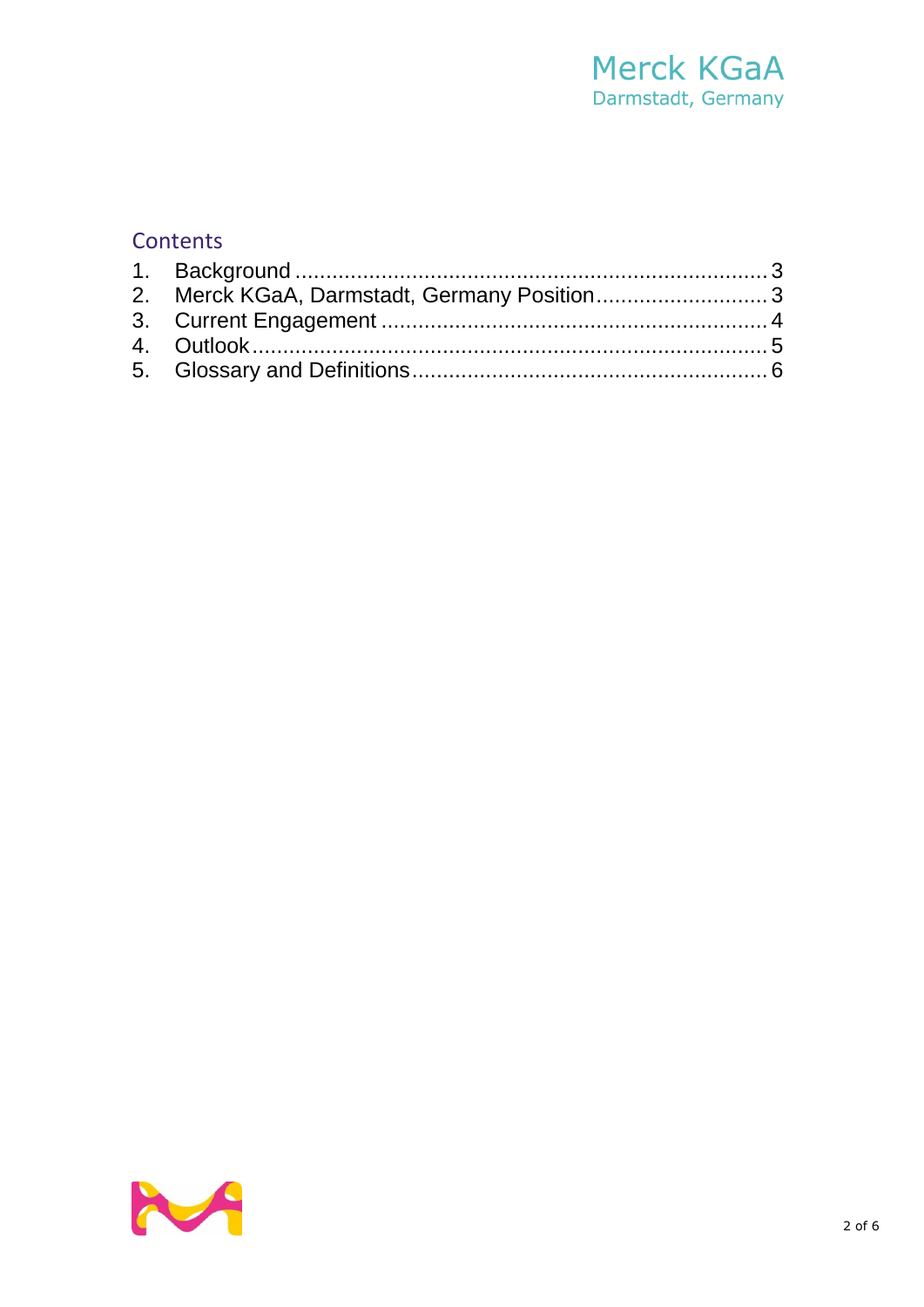## Contents

1. Background ........................................................................ 3
2. Merck KGaA, Darmstadt, Germany Position ........................... 3
3. Current Engagement ............................................................. 4
4. Outlook ................................................................................. 5
5. Glossary and Definitions ........................................................ 6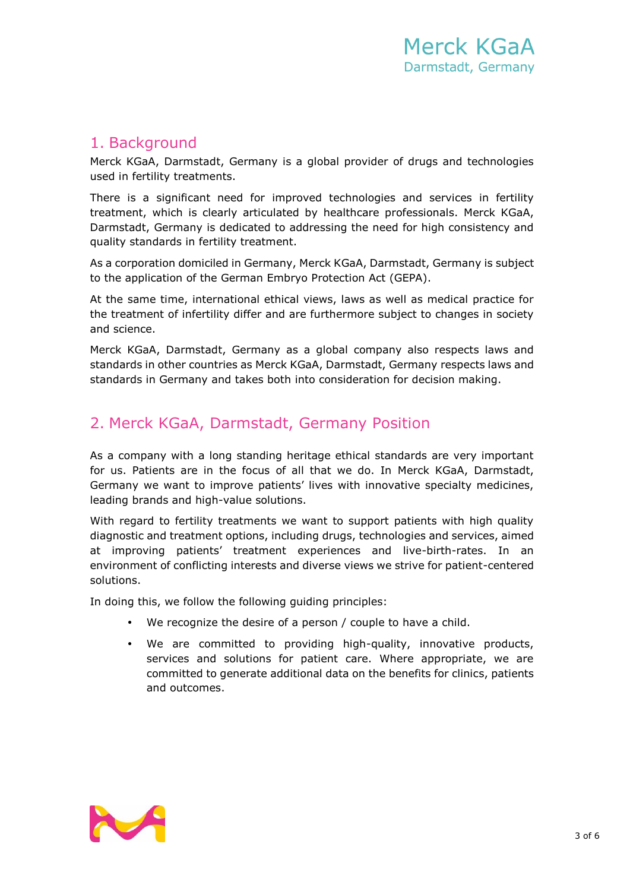## 1. Background

Merck KGaA, Darmstadt, Germany is a global provider of drugs and technologies used in fertility treatments.

There is a significant need for improved technologies and services in fertility treatment, which is clearly articulated by healthcare professionals. Merck KGaA, Darmstadt, Germany is dedicated to addressing the need for high consistency and quality standards in fertility treatment.

As a corporation domiciled in Germany, Merck KGaA, Darmstadt, Germany is subject to the application of the German Embryo Protection Act (GEPA).

At the same time, international ethical views, laws as well as medical practice for the treatment of infertility differ and are furthermore subject to changes in society and science.

Merck KGaA, Darmstadt, Germany as a global company also respects laws and standards in other countries as Merck KGaA, Darmstadt, Germany respects laws and standards in Germany and takes both into consideration for decision making.

## 2. Merck KGaA, Darmstadt, Germany Position

As a company with a long standing heritage ethical standards are very important for us. Patients are in the focus of all that we do. In Merck KGaA, Darmstadt, Germany we want to improve patients' lives with innovative specialty medicines, leading brands and high-value solutions.

With regard to fertility treatments we want to support patients with high quality diagnostic and treatment options, including drugs, technologies and services, aimed at improving patients' treatment experiences and live-birth-rates. In an environment of conflicting interests and diverse views we strive for patient-centered solutions.

In doing this, we follow the following guiding principles:

- We recognize the desire of a person / couple to have a child.
- We are committed to providing high-quality, innovative products, services and solutions for patient care. Where appropriate, we are committed to generate additional data on the benefits for clinics, patients and outcomes.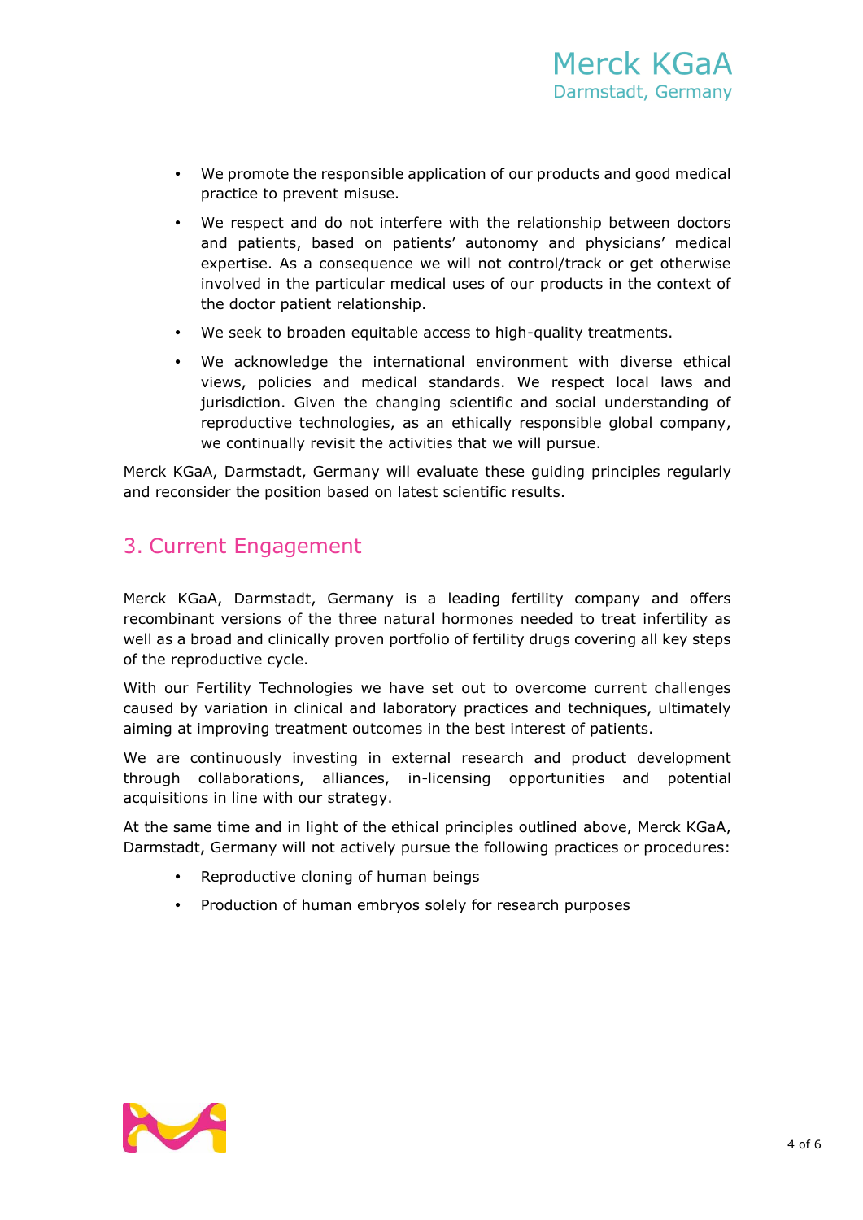- We promote the responsible application of our products and good medical practice to prevent misuse.
- We respect and do not interfere with the relationship between doctors and patients, based on patients' autonomy and physicians' medical expertise. As a consequence we will not control/track or get otherwise involved in the particular medical uses of our products in the context of the doctor patient relationship.
- We seek to broaden equitable access to high-quality treatments.
- We acknowledge the international environment with diverse ethical views, policies and medical standards. We respect local laws and jurisdiction. Given the changing scientific and social understanding of reproductive technologies, as an ethically responsible global company, we continually revisit the activities that we will pursue.

Merck KGaA, Darmstadt, Germany will evaluate these guiding principles regularly and reconsider the position based on latest scientific results.

## 3. Current Engagement

Merck KGaA, Darmstadt, Germany is a leading fertility company and offers recombinant versions of the three natural hormones needed to treat infertility as well as a broad and clinically proven portfolio of fertility drugs covering all key steps of the reproductive cycle.

With our Fertility Technologies we have set out to overcome current challenges caused by variation in clinical and laboratory practices and techniques, ultimately aiming at improving treatment outcomes in the best interest of patients.

We are continuously investing in external research and product development through collaborations, alliances, in-licensing opportunities and potential acquisitions in line with our strategy.

At the same time and in light of the ethical principles outlined above, Merck KGaA, Darmstadt, Germany will not actively pursue the following practices or procedures:

- Reproductive cloning of human beings
- Production of human embryos solely for research purposes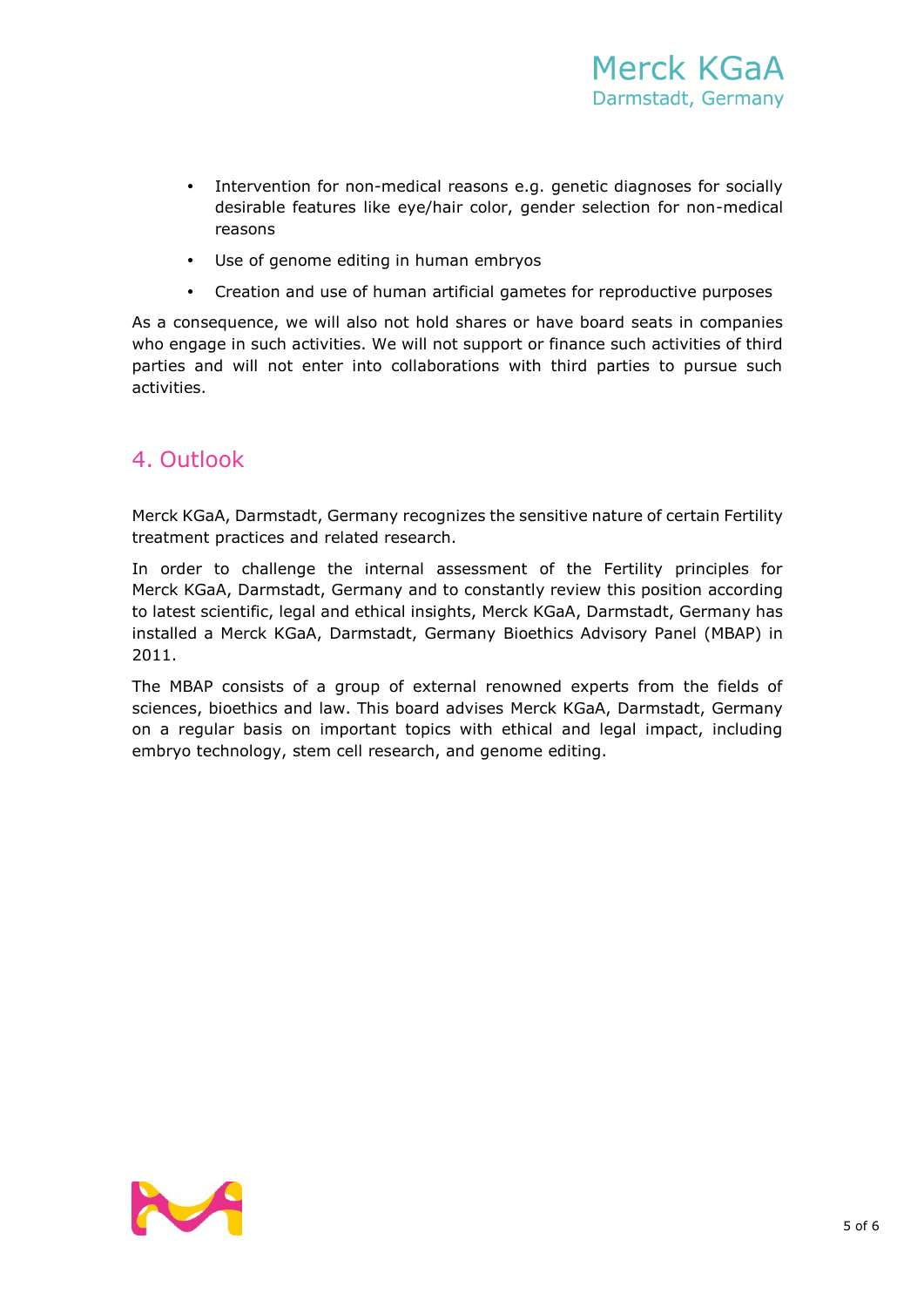- Intervention for non-medical reasons e.g. genetic diagnoses for socially desirable features like eye/hair color, gender selection for non-medical reasons
- Use of genome editing in human embryos
- Creation and use of human artificial gametes for reproductive purposes

As a consequence, we will also not hold shares or have board seats in companies who engage in such activities. We will not support or finance such activities of third parties and will not enter into collaborations with third parties to pursue such activities.

## 4. Outlook

Merck KGaA, Darmstadt, Germany recognizes the sensitive nature of certain Fertility treatment practices and related research.

In order to challenge the internal assessment of the Fertility principles for Merck KGaA, Darmstadt, Germany and to constantly review this position according to latest scientific, legal and ethical insights, Merck KGaA, Darmstadt, Germany has installed a Merck KGaA, Darmstadt, Germany Bioethics Advisory Panel (MBAP) in 2011.

The MBAP consists of a group of external renowned experts from the fields of sciences, bioethics and law. This board advises Merck KGaA, Darmstadt, Germany on a regular basis on important topics with ethical and legal impact, including embryo technology, stem cell research, and genome editing.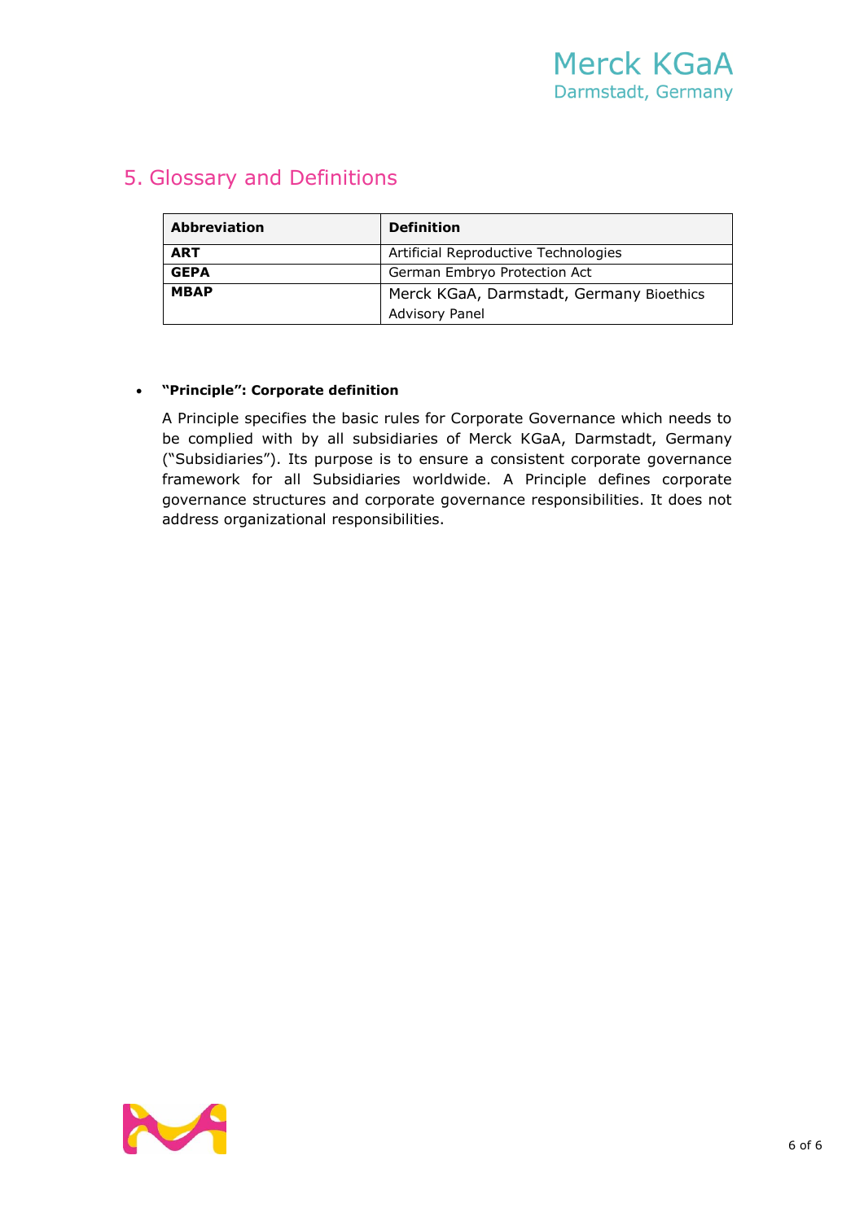## 5. Glossary and Definitions

| Abbreviation | Definition |
|---|---|
| **ART** | Artificial Reproductive Technologies |
| **GEPA** | German Embryo Protection Act |
| **MBAP** | Merck KGaA, Darmstadt, Germany Bioethics Advisory Panel |

- **"Principle": Corporate definition**

  A Principle specifies the basic rules for Corporate Governance which needs to be complied with by all subsidiaries of Merck KGaA, Darmstadt, Germany ("Subsidiaries"). Its purpose is to ensure a consistent corporate governance framework for all Subsidiaries worldwide. A Principle defines corporate governance structures and corporate governance responsibilities. It does not address organizational responsibilities.